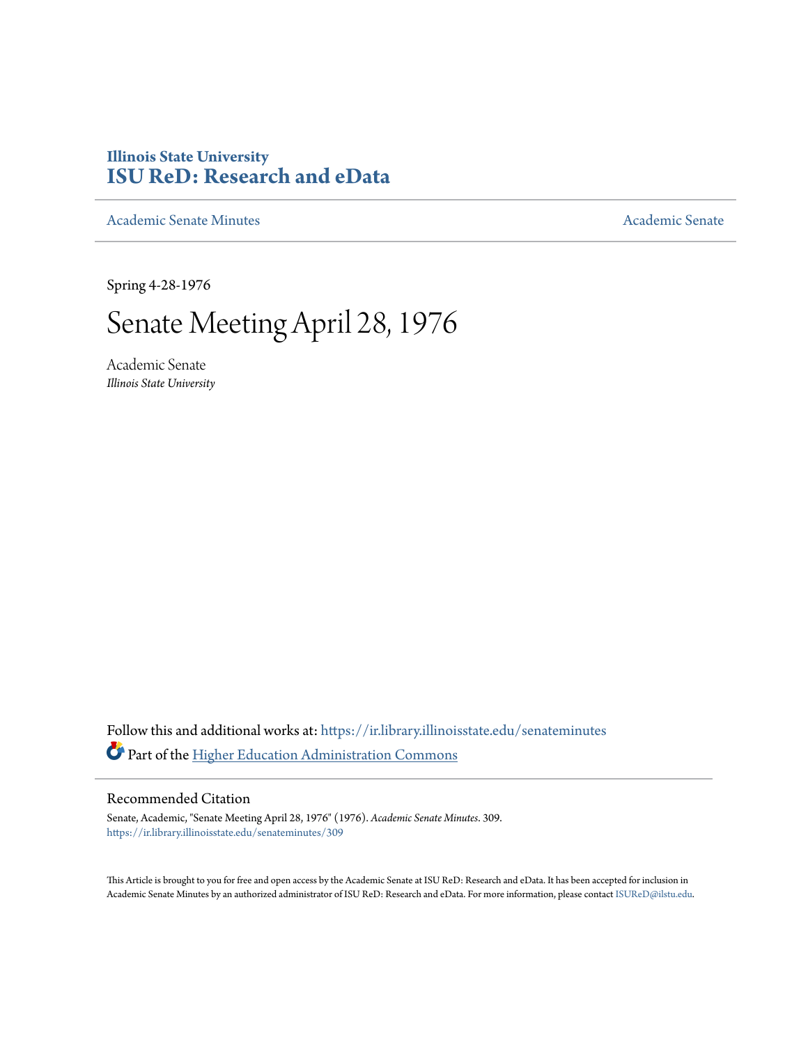Illinois State University

# ISU ReD: Research and eData

Academic Senate Minutes

Academic Senate

Spring 4-28-1976

# Senate Meeting April 28, 1976

Academic Senate
*Illinois State University*

Follow this and additional works at: https://ir.library.illinoisstate.edu/senateminutes

Part of the Higher Education Administration Commons

## Recommended Citation

Senate, Academic, "Senate Meeting April 28, 1976" (1976). *Academic Senate Minutes*. 309.
https://ir.library.illinoisstate.edu/senateminutes/309

This Article is brought to you for free and open access by the Academic Senate at ISU ReD: Research and eData. It has been accepted for inclusion in Academic Senate Minutes by an authorized administrator of ISU ReD: Research and eData. For more information, please contact ISUReD@ilstu.edu.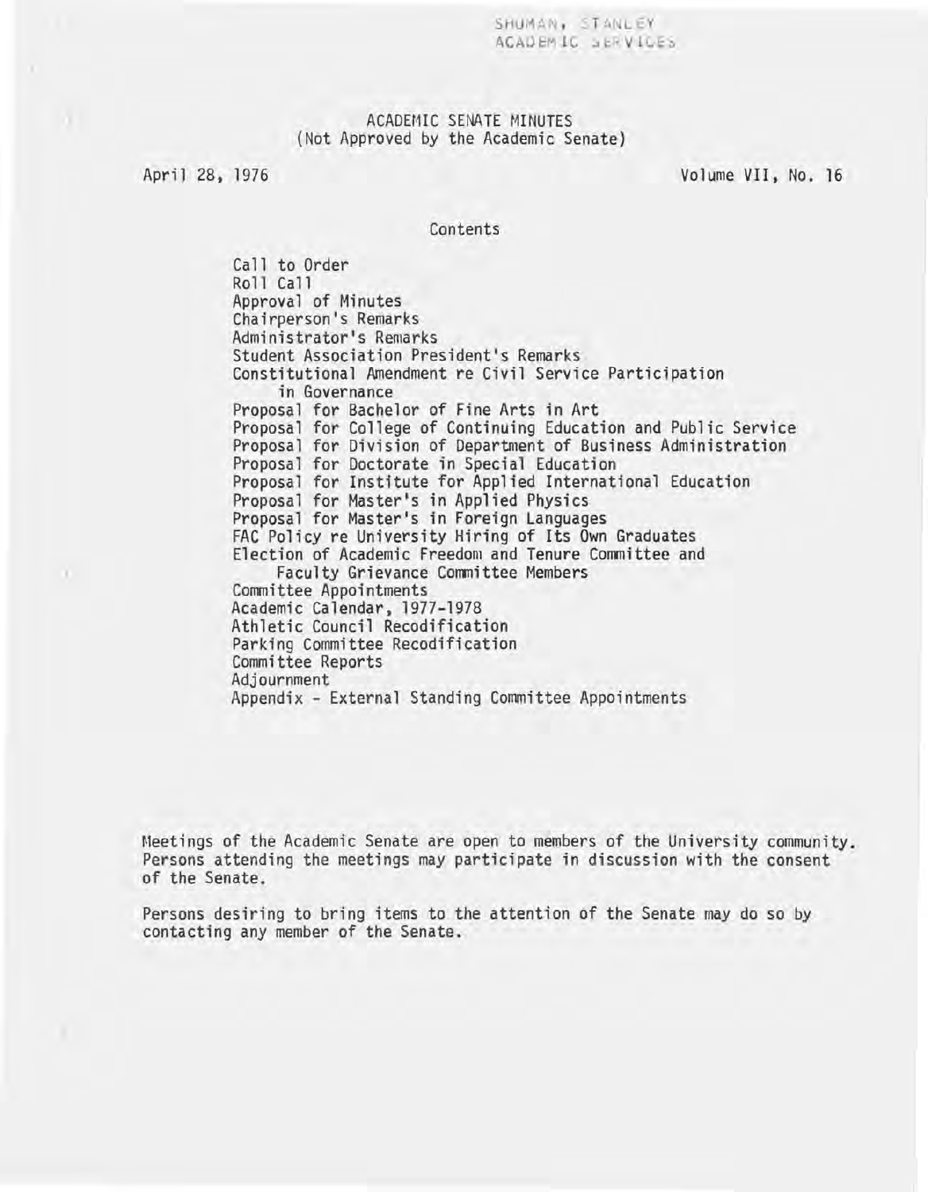SHUMAN, STANLEY
ACADEMIC SERVICES

# ACADEMIC SENATE MINUTES
(Not Approved by the Academic Senate)

April 28, 1976

Volume VII, No. 16

## Contents

- Call to Order
- Roll Call
- Approval of Minutes
- Chairperson's Remarks
- Administrator's Remarks
- Student Association President's Remarks
- Constitutional Amendment re Civil Service Participation in Governance
- Proposal for Bachelor of Fine Arts in Art
- Proposal for College of Continuing Education and Public Service
- Proposal for Division of Department of Business Administration
- Proposal for Doctorate in Special Education
- Proposal for Institute for Applied International Education
- Proposal for Master's in Applied Physics
- Proposal for Master's in Foreign Languages
- FAC Policy re University Hiring of Its Own Graduates
- Election of Academic Freedom and Tenure Committee and Faculty Grievance Committee Members
- Committee Appointments
- Academic Calendar, 1977-1978
- Athletic Council Recodification
- Parking Committee Recodification
- Committee Reports
- Adjournment
- Appendix - External Standing Committee Appointments

Meetings of the Academic Senate are open to members of the University community. Persons attending the meetings may participate in discussion with the consent of the Senate.

Persons desiring to bring items to the attention of the Senate may do so by contacting any member of the Senate.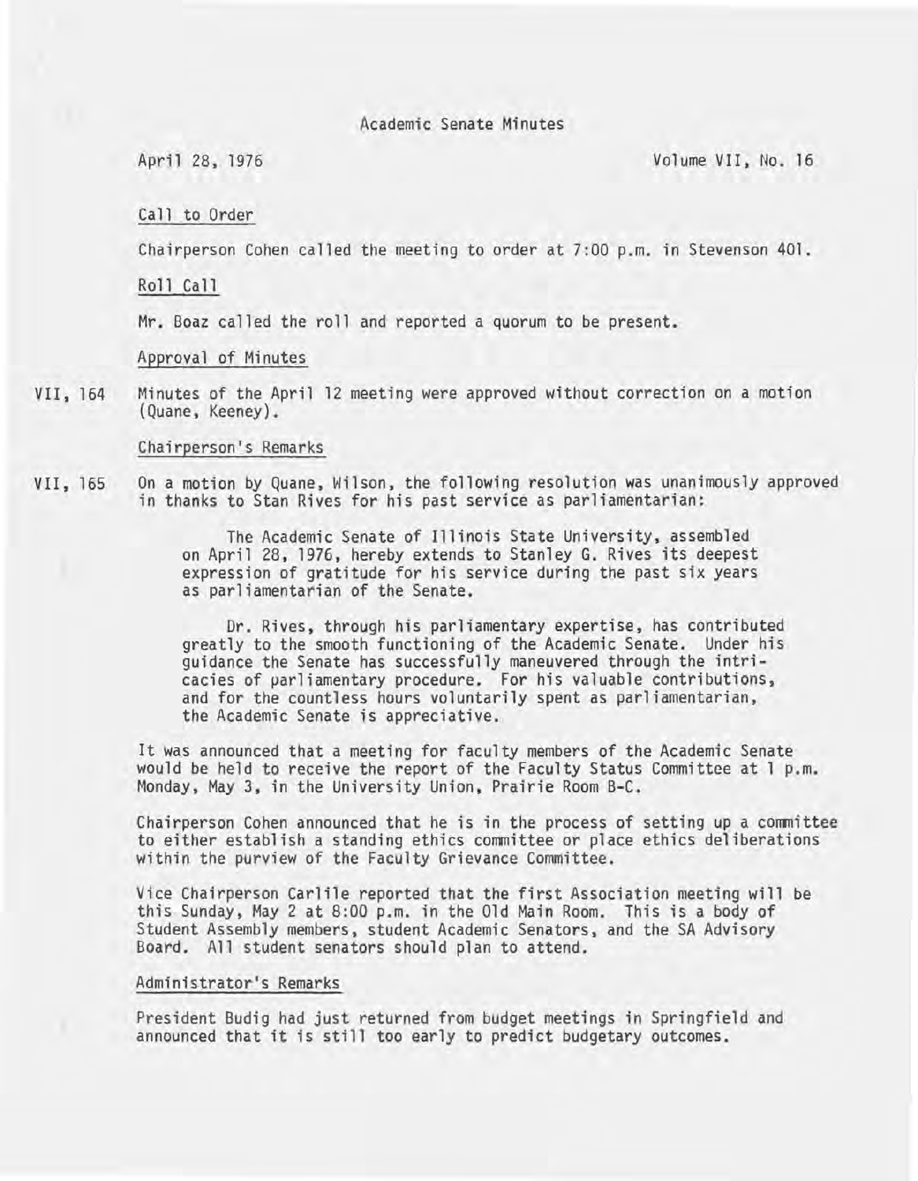# Academic Senate Minutes

April 28, 1976 Volume VII, No. 16

## Call to Order

Chairperson Cohen called the meeting to order at 7:00 p.m. in Stevenson 401.

## Roll Call

Mr. Boaz called the roll and reported a quorum to be present.

## Approval of Minutes

VII, 164 Minutes of the April 12 meeting were approved without correction on a motion (Quane, Keeney).

## Chairperson's Remarks

VII, 165 On a motion by Quane, Wilson, the following resolution was unanimously approved in thanks to Stan Rives for his past service as parliamentarian:

> The Academic Senate of Illinois State University, assembled on April 28, 1976, hereby extends to Stanley G. Rives its deepest expression of gratitude for his service during the past six years as parliamentarian of the Senate.
>
> Dr. Rives, through his parliamentary expertise, has contributed greatly to the smooth functioning of the Academic Senate. Under his guidance the Senate has successfully maneuvered through the intricacies of parliamentary procedure. For his valuable contributions, and for the countless hours voluntarily spent as parliamentarian, the Academic Senate is appreciative.

It was announced that a meeting for faculty members of the Academic Senate would be held to receive the report of the Faculty Status Committee at 1 p.m. Monday, May 3, in the University Union, Prairie Room B-C.

Chairperson Cohen announced that he is in the process of setting up a committee to either establish a standing ethics committee or place ethics deliberations within the purview of the Faculty Grievance Committee.

Vice Chairperson Carlile reported that the first Association meeting will be this Sunday, May 2 at 8:00 p.m. in the Old Main Room. This is a body of Student Assembly members, student Academic Senators, and the SA Advisory Board. All student senators should plan to attend.

## Administrator's Remarks

President Budig had just returned from budget meetings in Springfield and announced that it is still too early to predict budgetary outcomes.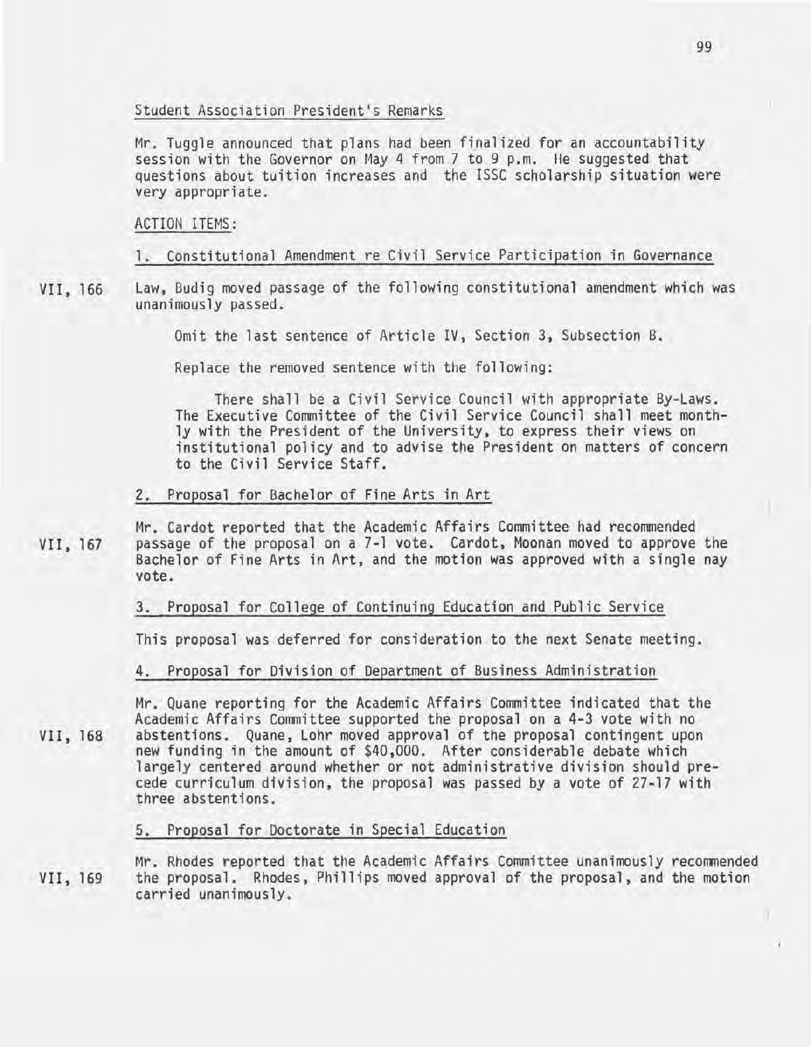Student Association President's Remarks

Mr. Tuggle announced that plans had been finalized for an accountability session with the Governor on May 4 from 7 to 9 p.m. He suggested that questions about tuition increases and the ISSC scholarship situation were very appropriate.

ACTION ITEMS:

1. Constitutional Amendment re Civil Service Participation in Governance

VII, 166 Law, Budig moved passage of the following constitutional amendment which was unanimously passed.

> Omit the last sentence of Article IV, Section 3, Subsection B.
>
> Replace the removed sentence with the following:
>
> > There shall be a Civil Service Council with appropriate By-Laws. The Executive Committee of the Civil Service Council shall meet monthly with the President of the University, to express their views on institutional policy and to advise the President on matters of concern to the Civil Service Staff.

2. Proposal for Bachelor of Fine Arts in Art

VII, 167 Mr. Cardot reported that the Academic Affairs Committee had recommended passage of the proposal on a 7-1 vote. Cardot, Moonan moved to approve the Bachelor of Fine Arts in Art, and the motion was approved with a single nay vote.

3. Proposal for College of Continuing Education and Public Service

This proposal was deferred for consideration to the next Senate meeting.

4. Proposal for Division of Department of Business Administration

VII, 168 Mr. Quane reporting for the Academic Affairs Committee indicated that the Academic Affairs Committee supported the proposal on a 4-3 vote with no abstentions. Quane, Lohr moved approval of the proposal contingent upon new funding in the amount of $40,000. After considerable debate which largely centered around whether or not administrative division should precede curriculum division, the proposal was passed by a vote of 27-17 with three abstentions.

5. Proposal for Doctorate in Special Education

VII, 169 Mr. Rhodes reported that the Academic Affairs Committee unanimously recommended the proposal. Rhodes, Phillips moved approval of the proposal, and the motion carried unanimously.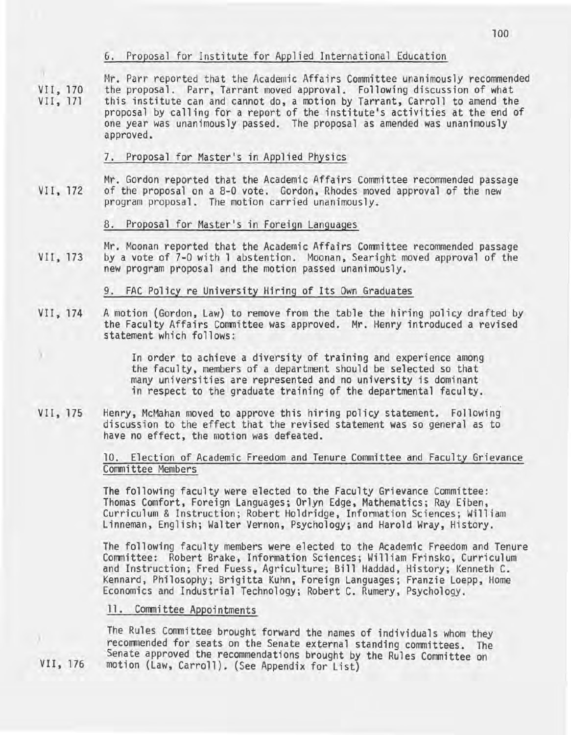### 6. Proposal for Institute for Applied International Education

VII, 170
VII, 171

Mr. Parr reported that the Academic Affairs Committee unanimously recommended the proposal. Parr, Tarrant moved approval. Following discussion of what this institute can and cannot do, a motion by Tarrant, Carroll to amend the proposal by calling for a report of the institute's activities at the end of one year was unanimously passed. The proposal as amended was unanimously approved.

### 7. Proposal for Master's in Applied Physics

VII, 172

Mr. Gordon reported that the Academic Affairs Committee recommended passage of the proposal on a 8-0 vote. Gordon, Rhodes moved approval of the new program proposal. The motion carried unanimously.

### 8. Proposal for Master's in Foreign Languages

VII, 173

Mr. Moonan reported that the Academic Affairs Committee recommended passage by a vote of 7-0 with 1 abstention. Moonan, Searight moved approval of the new program proposal and the motion passed unanimously.

### 9. FAC Policy re University Hiring of Its Own Graduates

VII, 174

A motion (Gordon, Law) to remove from the table the hiring policy drafted by the Faculty Affairs Committee was approved. Mr. Henry introduced a revised statement which follows:

> In order to achieve a diversity of training and experience among the faculty, members of a department should be selected so that many universities are represented and no university is dominant in respect to the graduate training of the departmental faculty.

VII, 175

Henry, McMahan moved to approve this hiring policy statement. Following discussion to the effect that the revised statement was so general as to have no effect, the motion was defeated.

### 10. Election of Academic Freedom and Tenure Committee and Faculty Grievance Committee Members

The following faculty were elected to the Faculty Grievance Committee: Thomas Comfort, Foreign Languages; Orlyn Edge, Mathematics; Ray Eiben, Curriculum & Instruction; Robert Holdridge, Information Sciences; William Linneman, English; Walter Vernon, Psychology; and Harold Wray, History.

The following faculty members were elected to the Academic Freedom and Tenure Committee: Robert Brake, Information Sciences; William Frinsko, Curriculum and Instruction; Fred Fuess, Agriculture; Bill Haddad, History; Kenneth C. Kennard, Philosophy; Brigitta Kuhn, Foreign Languages; Franzie Loepp, Home Economics and Industrial Technology; Robert C. Rumery, Psychology.

### 11. Committee Appointments

VII, 176

The Rules Committee brought forward the names of individuals whom they recommended for seats on the Senate external standing committees. The Senate approved the recommendations brought by the Rules Committee on motion (Law, Carroll). (See Appendix for List)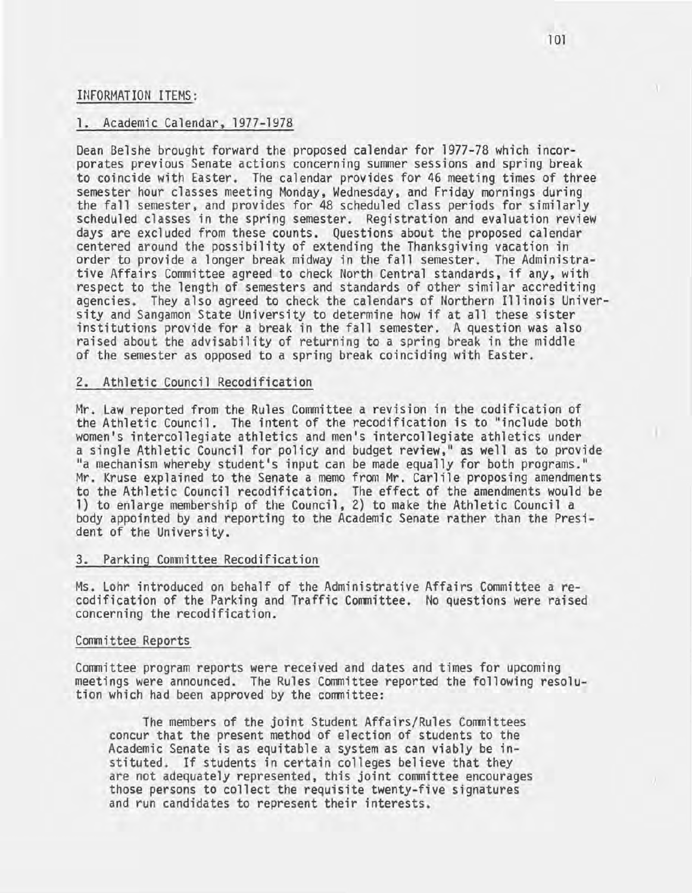INFORMATION ITEMS:

1. Academic Calendar, 1977-1978

Dean Belshe brought forward the proposed calendar for 1977-78 which incorporates previous Senate actions concerning summer sessions and spring break to coincide with Easter. The calendar provides for 46 meeting times of three semester hour classes meeting Monday, Wednesday, and Friday mornings during the fall semester, and provides for 48 scheduled class periods for similarly scheduled classes in the spring semester. Registration and evaluation review days are excluded from these counts. Questions about the proposed calendar centered around the possibility of extending the Thanksgiving vacation in order to provide a longer break midway in the fall semester. The Administrative Affairs Committee agreed to check North Central standards, if any, with respect to the length of semesters and standards of other similar accrediting agencies. They also agreed to check the calendars of Northern Illinois University and Sangamon State University to determine how if at all these sister institutions provide for a break in the fall semester. A question was also raised about the advisability of returning to a spring break in the middle of the semester as opposed to a spring break coinciding with Easter.

2. Athletic Council Recodification

Mr. Law reported from the Rules Committee a revision in the codification of the Athletic Council. The intent of the recodification is to "include both women's intercollegiate athletics and men's intercollegiate athletics under a single Athletic Council for policy and budget review," as well as to provide "a mechanism whereby student's input can be made equally for both programs." Mr. Kruse explained to the Senate a memo from Mr. Carlile proposing amendments to the Athletic Council recodification. The effect of the amendments would be 1) to enlarge membership of the Council, 2) to make the Athletic Council a body appointed by and reporting to the Academic Senate rather than the President of the University.

3. Parking Committee Recodification

Ms. Lohr introduced on behalf of the Administrative Affairs Committee a recodification of the Parking and Traffic Committee. No questions were raised concerning the recodification.

Committee Reports

Committee program reports were received and dates and times for upcoming meetings were announced. The Rules Committee reported the following resolution which had been approved by the committee:

> The members of the joint Student Affairs/Rules Committees concur that the present method of election of students to the Academic Senate is as equitable a system as can viably be instituted. If students in certain colleges believe that they are not adequately represented, this joint committee encourages those persons to collect the requisite twenty-five signatures and run candidates to represent their interests.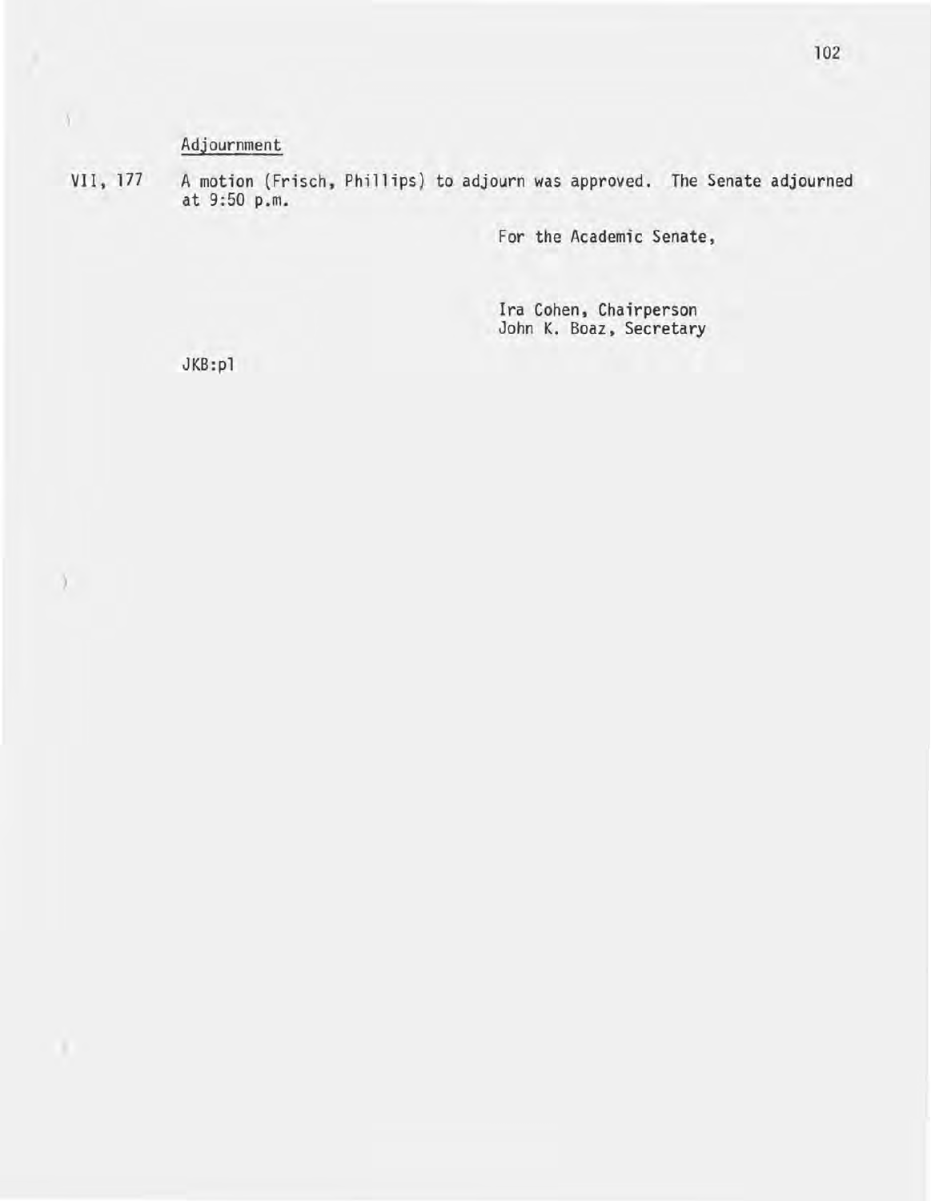Adjournment

VII, 177 A motion (Frisch, Phillips) to adjourn was approved. The Senate adjourned at 9:50 p.m.

For the Academic Senate,

Ira Cohen, Chairperson
John K. Boaz, Secretary

JKB:pl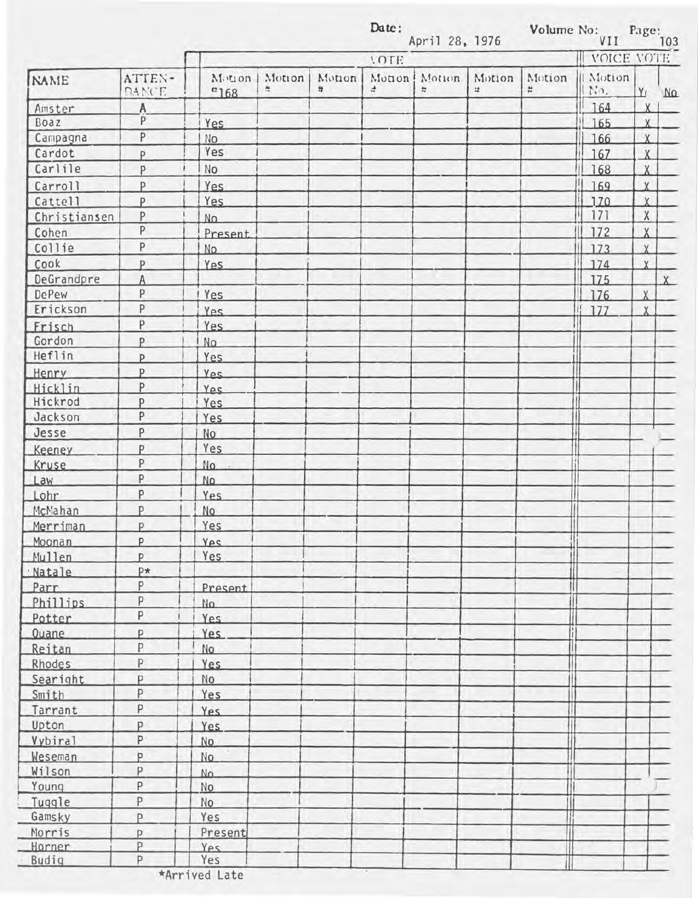Date: April 28, 1976 | Volume No: VII | Page: 103

| NAME | ATTENDANCE | VOTE | | | | | | | VOICE VOTE | | |
|---|---|---|---|---|---|---|---|---|---|---|---|
| | | Motion #168 | Motion # | Motion # | Motion # | Motion # | Motion # | Motion # | Motion No. | Yes | No |
| Amster | A | | | | | | | | 164 | X | |
| Boaz | P | Yes | | | | | | | 165 | X | |
| Campagna | P | No | | | | | | | 166 | X | |
| Cardot | P | Yes | | | | | | | 167 | X | |
| Carlile | P | No | | | | | | | 168 | X | |
| Carroll | P | Yes | | | | | | | 169 | X | |
| Cattell | P | Yes | | | | | | | 170 | X | |
| Christiansen | P | No | | | | | | | 171 | X | |
| Cohen | P | Present | | | | | | | 172 | X | |
| Collie | P | No | | | | | | | 173 | X | |
| Cook | P | Yes | | | | | | | 174 | X | |
| DeGrandpre | A | | | | | | | | 175 | | X |
| DePew | P | Yes | | | | | | | 176 | X | |
| Erickson | P | Yes | | | | | | | 177 | X | |
| Frisch | P | Yes | | | | | | | | | |
| Gordon | P | No | | | | | | | | | |
| Heflin | P | Yes | | | | | | | | | |
| Henry | P | Yes | | | | | | | | | |
| Hicklin | P | Yes | | | | | | | | | |
| Hickrod | P | Yes | | | | | | | | | |
| Jackson | P | Yes | | | | | | | | | |
| Jesse | P | No | | | | | | | | | |
| Keeney | P | Yes | | | | | | | | | |
| Kruse | P | No | | | | | | | | | |
| Law | P | No | | | | | | | | | |
| Lohr | P | Yes | | | | | | | | | |
| McMahan | P | No | | | | | | | | | |
| Merriman | P | Yes | | | | | | | | | |
| Moonan | P | Yes | | | | | | | | | |
| Mullen | P | Yes | | | | | | | | | |
| Natale | P* | | | | | | | | | | |
| Parr | P | Present | | | | | | | | | |
| Phillips | P | No | | | | | | | | | |
| Potter | P | Yes | | | | | | | | | |
| Quane | P | Yes | | | | | | | | | |
| Reitan | P | No | | | | | | | | | |
| Rhodes | P | Yes | | | | | | | | | |
| Searight | P | No | | | | | | | | | |
| Smith | P | Yes | | | | | | | | | |
| Tarrant | P | Yes | | | | | | | | | |
| Upton | P | Yes | | | | | | | | | |
| Vybiral | P | No | | | | | | | | | |
| Weseman | P | No | | | | | | | | | |
| Wilson | P | No | | | | | | | | | |
| Young | P | No | | | | | | | | | |
| Tuggle | P | No | | | | | | | | | |
| Gamsky | P | Yes | | | | | | | | | |
| Morris | P | Present | | | | | | | | | |
| Horner | P | Yes | | | | | | | | | |
| Budig | P | Yes | | | | | | | | | |

*Arrived Late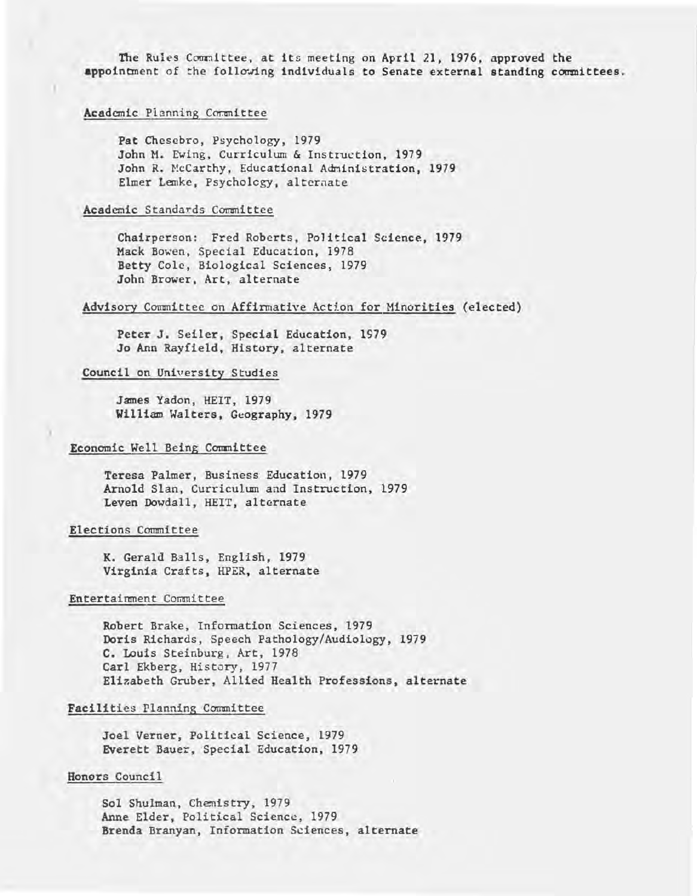The Rules Committee, at its meeting on April 21, 1976, approved the appointment of the following individuals to Senate external standing committees.

<u>Academic Planning Committee</u>

Pat Chesebro, Psychology, 1979
John M. Ewing, Curriculum & Instruction, 1979
John R. McCarthy, Educational Administration, 1979
Elmer Lemke, Psychology, alternate

<u>Academic Standards Committee</u>

Chairperson: Fred Roberts, Political Science, 1979
Mack Bowen, Special Education, 1978
Betty Cole, Biological Sciences, 1979
John Brower, Art, alternate

<u>Advisory Committee on Affirmative Action for Minorities</u> (elected)

Peter J. Seiler, Special Education, 1979
Jo Ann Rayfield, History, alternate

<u>Council on University Studies</u>

James Yadon, HEIT, 1979
William Walters, Geography, 1979

<u>Economic Well Being Committee</u>

Teresa Palmer, Business Education, 1979
Arnold Slan, Curriculum and Instruction, 1979
Leven Dowdall, HEIT, alternate

<u>Elections Committee</u>

K. Gerald Balls, English, 1979
Virginia Crafts, HPER, alternate

<u>Entertainment Committee</u>

Robert Brake, Information Sciences, 1979
Doris Richards, Speech Pathology/Audiology, 1979
C. Louis Steinburg, Art, 1978
Carl Ekberg, History, 1977
Elizabeth Gruber, Allied Health Professions, alternate

<u>Facilities Planning Committee</u>

Joel Verner, Political Science, 1979
Everett Bauer, Special Education, 1979

<u>Honors Council</u>

Sol Shulman, Chemistry, 1979
Anne Elder, Political Science, 1979
Brenda Branyan, Information Sciences, alternate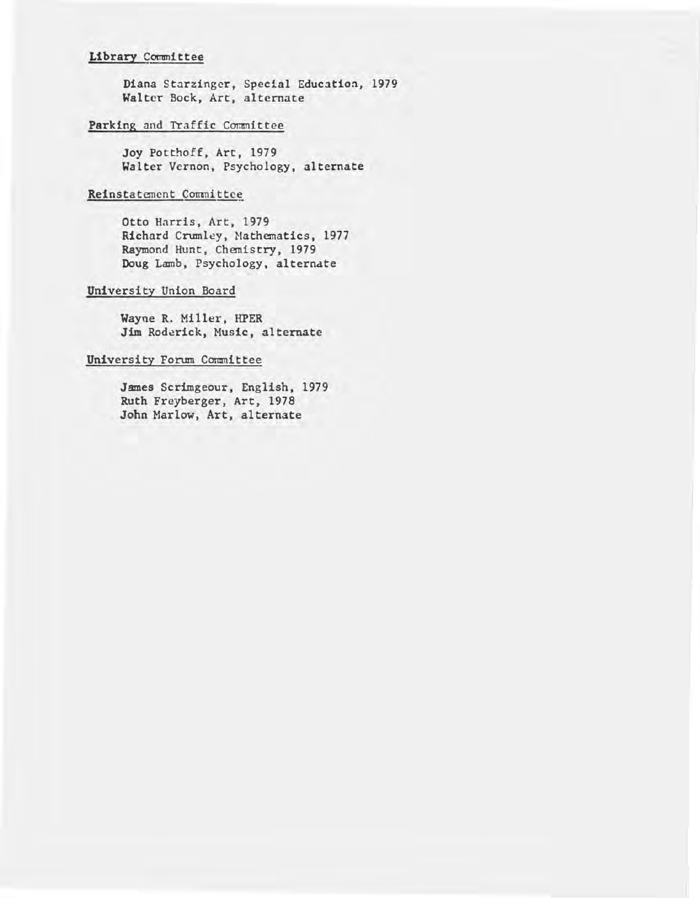Library Committee

Diana Starzinger, Special Education, 1979
Walter Bock, Art, alternate

Parking and Traffic Committee

Joy Potthoff, Art, 1979
Walter Vernon, Psychology, alternate

Reinstatement Committee

Otto Harris, Art, 1979
Richard Crumley, Mathematics, 1977
Raymond Hunt, Chemistry, 1979
Doug Lamb, Psychology, alternate

University Union Board

Wayne R. Miller, HPER
Jim Roderick, Music, alternate

University Forum Committee

James Scrimgeour, English, 1979
Ruth Freyberger, Art, 1978
John Marlow, Art, alternate